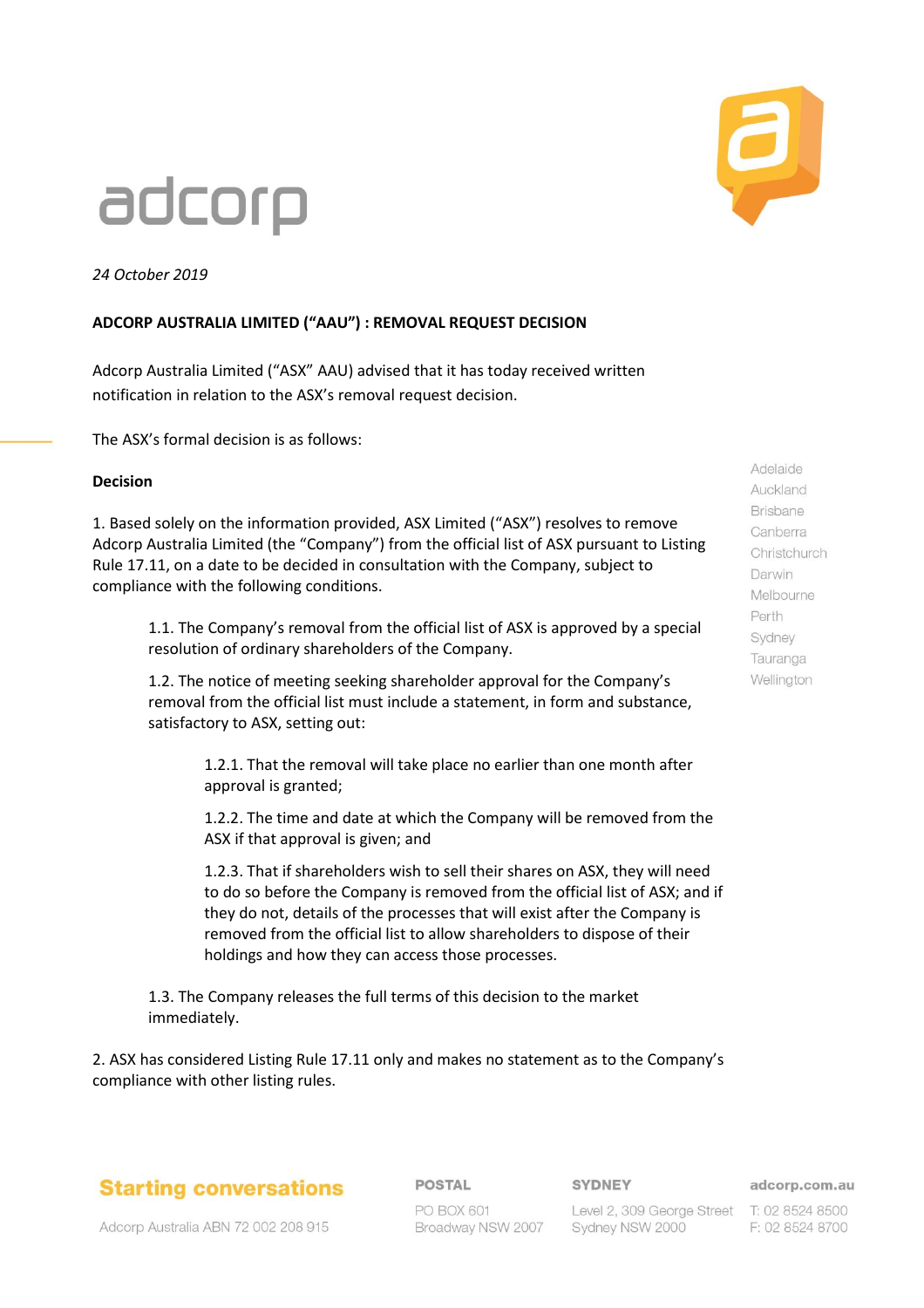adcorp

*24 October 2019*

**ADCORP AUSTRALIA LIMITED ("AAU") : REMOVAL REQUEST DECISION**

Adcorp Australia Limited ("ASX" AAU) advised that it has today received written notification in relation to the ASX's removal request decision.

The ASX's formal decision is as follows:

**Decision**

1. Based solely on the information provided, ASX Limited ("ASX") resolves to remove Adcorp Australia Limited (the "Company") from the official list of ASX pursuant to Listing Rule 17.11, on a date to be decided in consultation with the Company, subject to compliance with the following conditions.

   1.1. The Company's removal from the official list of ASX is approved by a special resolution of ordinary shareholders of the Company.

   1.2. The notice of meeting seeking shareholder approval for the Company's removal from the official list must include a statement, in form and substance, satisfactory to ASX, setting out:

      1.2.1. That the removal will take place no earlier than one month after approval is granted;

      1.2.2. The time and date at which the Company will be removed from the ASX if that approval is given; and

      1.2.3. That if shareholders wish to sell their shares on ASX, they will need to do so before the Company is removed from the official list of ASX; and if they do not, details of the processes that will exist after the Company is removed from the official list to allow shareholders to dispose of their holdings and how they can access those processes.

   1.3. The Company releases the full terms of this decision to the market immediately.

2. ASX has considered Listing Rule 17.11 only and makes no statement as to the Company's compliance with other listing rules.

Adelaide
Auckland
Brisbane
Canberra
Christchurch
Darwin
Melbourne
Perth
Sydney
Tauranga
Wellington

**Starting conversations**

Adcorp Australia ABN 72 002 208 915

**POSTAL**
PO BOX 601
Broadway NSW 2007

**SYDNEY**
Level 2, 309 George Street
Sydney NSW 2000

**adcorp.com.au**
T: 02 8524 8500
F: 02 8524 8700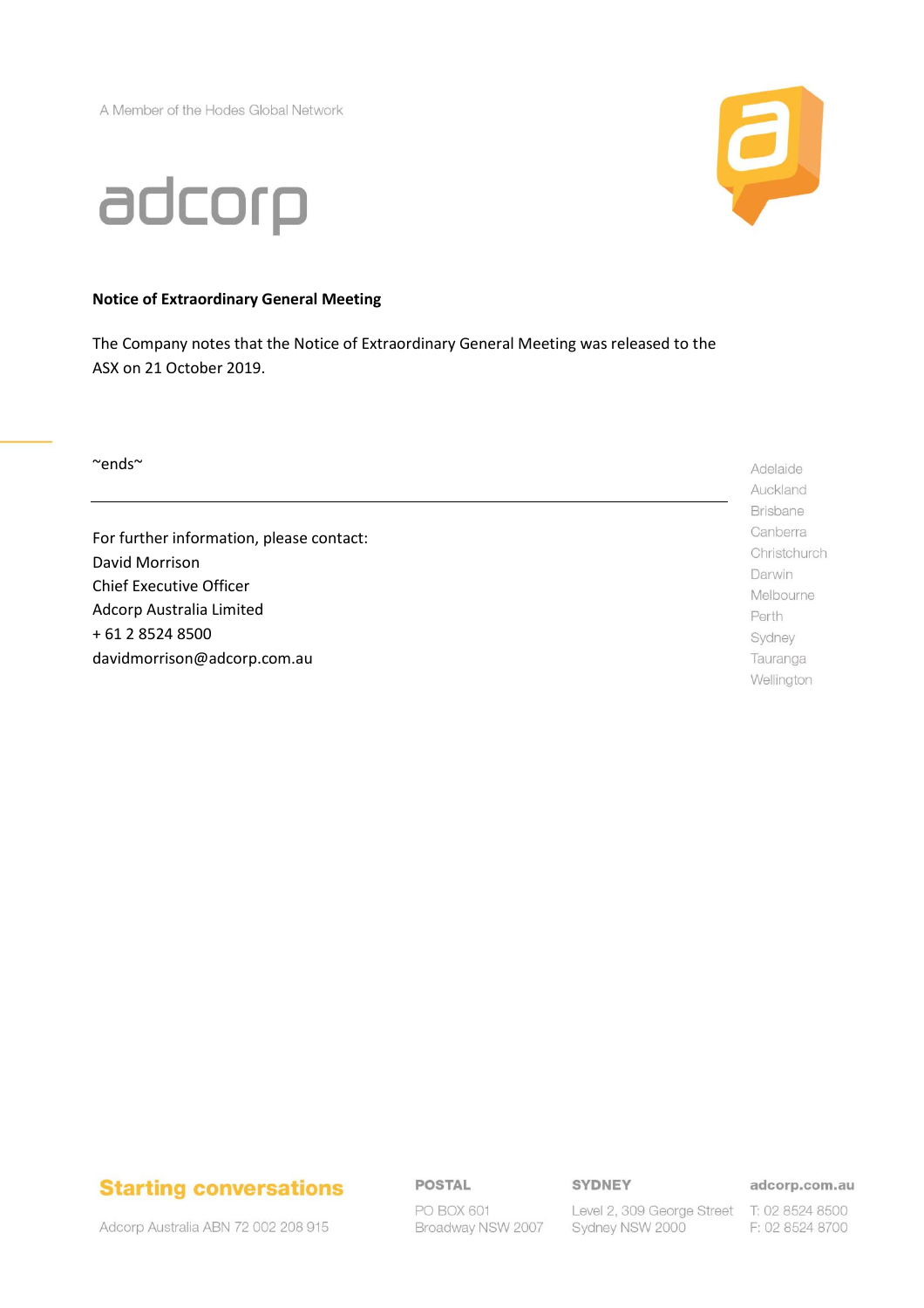A Member of the Hodes Global Network

adcorp

**Notice of Extraordinary General Meeting**

The Company notes that the Notice of Extraordinary General Meeting was released to the ASX on 21 October 2019.

~ends~

---

For further information, please contact:
David Morrison
Chief Executive Officer
Adcorp Australia Limited
+ 61 2 8524 8500
davidmorrison@adcorp.com.au

Adelaide
Auckland
Brisbane
Canberra
Christchurch
Darwin
Melbourne
Perth
Sydney
Tauranga
Wellington

**Starting conversations**

Adcorp Australia ABN 72 002 208 915

**POSTAL**
PO BOX 601
Broadway NSW 2007

**SYDNEY**
Level 2, 309 George Street
Sydney NSW 2000

**adcorp.com.au**
T: 02 8524 8500
F: 02 8524 8700